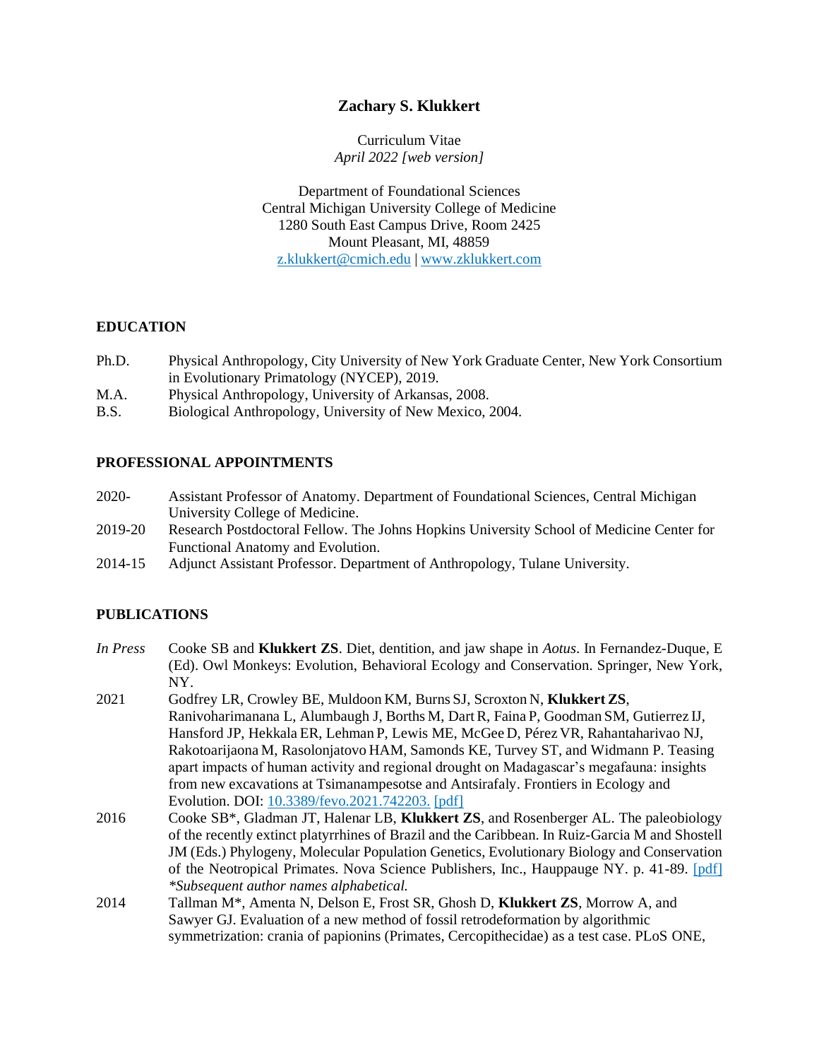# Zachary S. Klukkert

Curriculum Vitae
*April 2022 [web version]*

Department of Foundational Sciences
Central Michigan University College of Medicine
1280 South East Campus Drive, Room 2425
Mount Pleasant, MI, 48859
z.klukkert@cmich.edu | www.zklukkert.com

## EDUCATION

Ph.D. Physical Anthropology, City University of New York Graduate Center, New York Consortium in Evolutionary Primatology (NYCEP), 2019.
M.A. Physical Anthropology, University of Arkansas, 2008.
B.S. Biological Anthropology, University of New Mexico, 2004.

## PROFESSIONAL APPOINTMENTS

2020- Assistant Professor of Anatomy. Department of Foundational Sciences, Central Michigan University College of Medicine.
2019-20 Research Postdoctoral Fellow. The Johns Hopkins University School of Medicine Center for Functional Anatomy and Evolution.
2014-15 Adjunct Assistant Professor. Department of Anthropology, Tulane University.

## PUBLICATIONS

*In Press* Cooke SB and **Klukkert ZS**. Diet, dentition, and jaw shape in *Aotus*. In Fernandez-Duque, E (Ed). Owl Monkeys: Evolution, Behavioral Ecology and Conservation. Springer, New York, NY.

2021 Godfrey LR, Crowley BE, Muldoon KM, Burns SJ, Scroxton N, **Klukkert ZS**, Ranivoharimanana L, Alumbaugh J, Borths M, Dart R, Faina P, Goodman SM, Gutierrez IJ, Hansford JP, Hekkala ER, Lehman P, Lewis ME, McGee D, Pérez VR, Rahantaharivao NJ, Rakotoarijaona M, Rasolonjatovo HAM, Samonds KE, Turvey ST, and Widmann P. Teasing apart impacts of human activity and regional drought on Madagascar's megafauna: insights from new excavations at Tsimanampesotse and Antsirafaly. Frontiers in Ecology and Evolution. DOI: 10.3389/fevo.2021.742203. [pdf]

2016 Cooke SB*, Gladman JT, Halenar LB, **Klukkert ZS**, and Rosenberger AL. The paleobiology of the recently extinct platyrrhines of Brazil and the Caribbean. In Ruiz-Garcia M and Shostell JM (Eds.) Phylogeny, Molecular Population Genetics, Evolutionary Biology and Conservation of the Neotropical Primates. Nova Science Publishers, Inc., Hauppauge NY. p. 41-89. [pdf]
*\*Subsequent author names alphabetical.*

2014 Tallman M*, Amenta N, Delson E, Frost SR, Ghosh D, **Klukkert ZS**, Morrow A, and Sawyer GJ. Evaluation of a new method of fossil retrodeformation by algorithmic symmetrization: crania of papionins (Primates, Cercopithecidae) as a test case. PLoS ONE,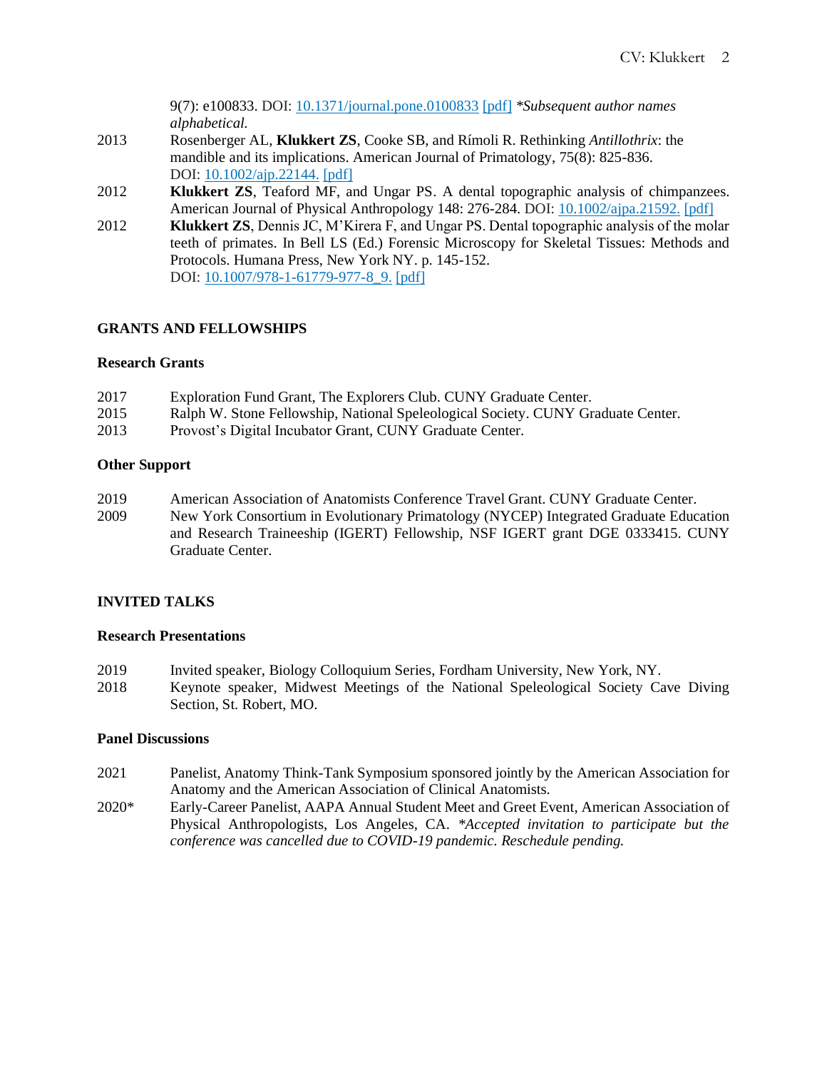9(7): e100833. DOI: 10.1371/journal.pone.0100833 [pdf] *Subsequent author names alphabetical.*

2013 Rosenberger AL, **Klukkert ZS**, Cooke SB, and Rímoli R. Rethinking *Antillothrix*: the mandible and its implications. American Journal of Primatology, 75(8): 825-836. DOI: 10.1002/ajp.22144. [pdf]

2012 **Klukkert ZS**, Teaford MF, and Ungar PS. A dental topographic analysis of chimpanzees. American Journal of Physical Anthropology 148: 276-284. DOI: 10.1002/ajpa.21592. [pdf]

2012 **Klukkert ZS**, Dennis JC, M'Kirera F, and Ungar PS. Dental topographic analysis of the molar teeth of primates. In Bell LS (Ed.) Forensic Microscopy for Skeletal Tissues: Methods and Protocols. Humana Press, New York NY. p. 145-152. DOI: 10.1007/978-1-61779-977-8_9. [pdf]

## GRANTS AND FELLOWSHIPS

### Research Grants

2017 Exploration Fund Grant, The Explorers Club. CUNY Graduate Center.

2015 Ralph W. Stone Fellowship, National Speleological Society. CUNY Graduate Center.

2013 Provost's Digital Incubator Grant, CUNY Graduate Center.

### Other Support

2019 American Association of Anatomists Conference Travel Grant. CUNY Graduate Center.

2009 New York Consortium in Evolutionary Primatology (NYCEP) Integrated Graduate Education and Research Traineeship (IGERT) Fellowship, NSF IGERT grant DGE 0333415. CUNY Graduate Center.

## INVITED TALKS

### Research Presentations

2019 Invited speaker, Biology Colloquium Series, Fordham University, New York, NY.

2018 Keynote speaker, Midwest Meetings of the National Speleological Society Cave Diving Section, St. Robert, MO.

### Panel Discussions

2021 Panelist, Anatomy Think-Tank Symposium sponsored jointly by the American Association for Anatomy and the American Association of Clinical Anatomists.

2020* Early-Career Panelist, AAPA Annual Student Meet and Greet Event, American Association of Physical Anthropologists, Los Angeles, CA. *\*Accepted invitation to participate but the conference was cancelled due to COVID-19 pandemic. Reschedule pending.*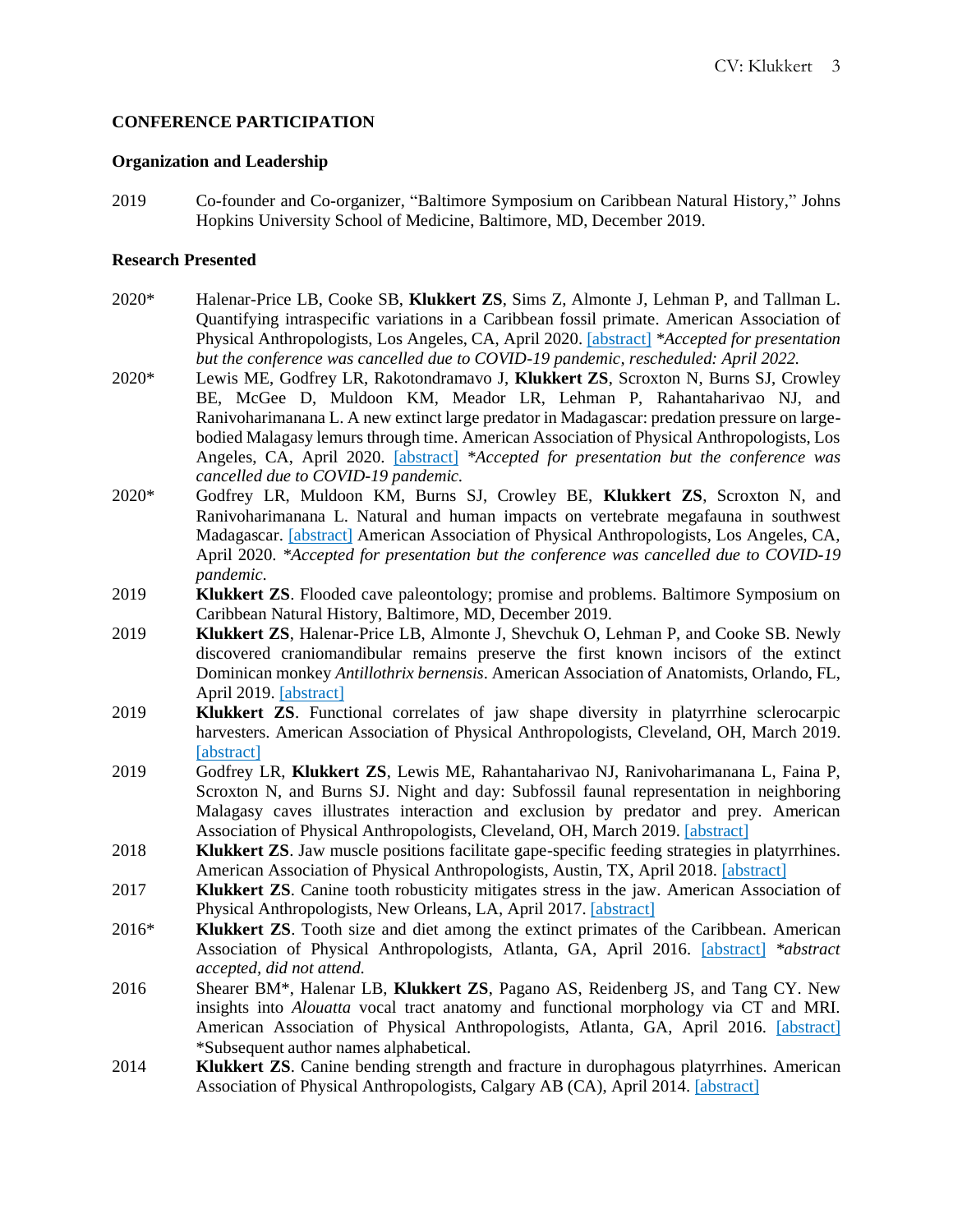## CONFERENCE PARTICIPATION

### Organization and Leadership

2019 Co-founder and Co-organizer, "Baltimore Symposium on Caribbean Natural History," Johns Hopkins University School of Medicine, Baltimore, MD, December 2019.

### Research Presented

2020* Halenar-Price LB, Cooke SB, **Klukkert ZS**, Sims Z, Almonte J, Lehman P, and Tallman L. Quantifying intraspecific variations in a Caribbean fossil primate. American Association of Physical Anthropologists, Los Angeles, CA, April 2020. [abstract] *\*Accepted for presentation but the conference was cancelled due to COVID-19 pandemic, rescheduled: April 2022.*

2020* Lewis ME, Godfrey LR, Rakotondramavo J, **Klukkert ZS**, Scroxton N, Burns SJ, Crowley BE, McGee D, Muldoon KM, Meador LR, Lehman P, Rahantaharivao NJ, and Ranivoharimanana L. A new extinct large predator in Madagascar: predation pressure on large-bodied Malagasy lemurs through time. American Association of Physical Anthropologists, Los Angeles, CA, April 2020. [abstract] *\*Accepted for presentation but the conference was cancelled due to COVID-19 pandemic.*

2020* Godfrey LR, Muldoon KM, Burns SJ, Crowley BE, **Klukkert ZS**, Scroxton N, and Ranivoharimanana L. Natural and human impacts on vertebrate megafauna in southwest Madagascar. [abstract] American Association of Physical Anthropologists, Los Angeles, CA, April 2020. *\*Accepted for presentation but the conference was cancelled due to COVID-19 pandemic.*

2019 **Klukkert ZS**. Flooded cave paleontology; promise and problems. Baltimore Symposium on Caribbean Natural History, Baltimore, MD, December 2019.

2019 **Klukkert ZS**, Halenar-Price LB, Almonte J, Shevchuk O, Lehman P, and Cooke SB. Newly discovered craniomandibular remains preserve the first known incisors of the extinct Dominican monkey *Antillothrix bernensis*. American Association of Anatomists, Orlando, FL, April 2019. [abstract]

2019 **Klukkert ZS**. Functional correlates of jaw shape diversity in platyrrhine sclerocarpic harvesters. American Association of Physical Anthropologists, Cleveland, OH, March 2019. [abstract]

2019 Godfrey LR, **Klukkert ZS**, Lewis ME, Rahantaharivao NJ, Ranivoharimanana L, Faina P, Scroxton N, and Burns SJ. Night and day: Subfossil faunal representation in neighboring Malagasy caves illustrates interaction and exclusion by predator and prey. American Association of Physical Anthropologists, Cleveland, OH, March 2019. [abstract]

2018 **Klukkert ZS**. Jaw muscle positions facilitate gape-specific feeding strategies in platyrrhines. American Association of Physical Anthropologists, Austin, TX, April 2018. [abstract]

2017 **Klukkert ZS**. Canine tooth robusticity mitigates stress in the jaw. American Association of Physical Anthropologists, New Orleans, LA, April 2017. [abstract]

2016* **Klukkert ZS**. Tooth size and diet among the extinct primates of the Caribbean. American Association of Physical Anthropologists, Atlanta, GA, April 2016. [abstract] *\*abstract accepted, did not attend.*

2016 Shearer BM*, Halenar LB, **Klukkert ZS**, Pagano AS, Reidenberg JS, and Tang CY. New insights into *Alouatta* vocal tract anatomy and functional morphology via CT and MRI. American Association of Physical Anthropologists, Atlanta, GA, April 2016. [abstract] *Subsequent author names alphabetical.

2014 **Klukkert ZS**. Canine bending strength and fracture in durophagous platyrrhines. American Association of Physical Anthropologists, Calgary AB (CA), April 2014. [abstract]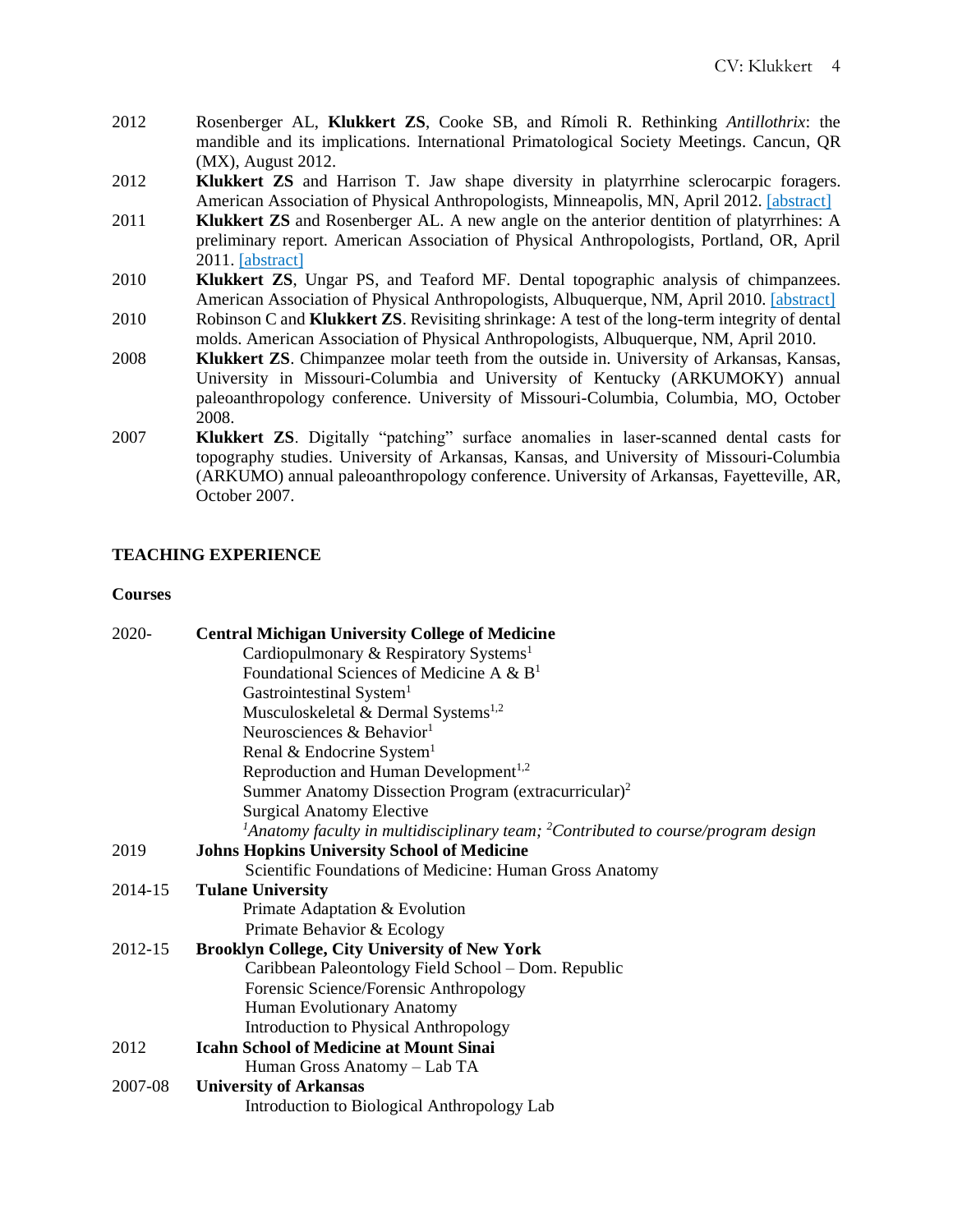2012 Rosenberger AL, **Klukkert ZS**, Cooke SB, and Rímoli R. Rethinking *Antillothrix*: the mandible and its implications. International Primatological Society Meetings. Cancun, QR (MX), August 2012.

2012 **Klukkert ZS** and Harrison T. Jaw shape diversity in platyrrhine sclerocarpic foragers. American Association of Physical Anthropologists, Minneapolis, MN, April 2012. [abstract]

2011 **Klukkert ZS** and Rosenberger AL. A new angle on the anterior dentition of platyrrhines: A preliminary report. American Association of Physical Anthropologists, Portland, OR, April 2011. [abstract]

2010 **Klukkert ZS**, Ungar PS, and Teaford MF. Dental topographic analysis of chimpanzees. American Association of Physical Anthropologists, Albuquerque, NM, April 2010. [abstract]

2010 Robinson C and **Klukkert ZS**. Revisiting shrinkage: A test of the long-term integrity of dental molds. American Association of Physical Anthropologists, Albuquerque, NM, April 2010.

2008 **Klukkert ZS**. Chimpanzee molar teeth from the outside in. University of Arkansas, Kansas, University in Missouri-Columbia and University of Kentucky (ARKUMOKY) annual paleoanthropology conference. University of Missouri-Columbia, Columbia, MO, October 2008.

2007 **Klukkert ZS**. Digitally "patching" surface anomalies in laser-scanned dental casts for topography studies. University of Arkansas, Kansas, and University of Missouri-Columbia (ARKUMO) annual paleoanthropology conference. University of Arkansas, Fayetteville, AR, October 2007.

## TEACHING EXPERIENCE

### Courses

2020- **Central Michigan University College of Medicine**
- Cardiopulmonary & Respiratory Systems[1]
- Foundational Sciences of Medicine A & B[1]
- Gastrointestinal System[1]
- Musculoskeletal & Dermal Systems[1,2]
- Neurosciences & Behavior[1]
- Renal & Endocrine System[1]
- Reproduction and Human Development[1,2]
- Summer Anatomy Dissection Program (extracurricular)[2]
- Surgical Anatomy Elective

*[1]Anatomy faculty in multidisciplinary team; [2]Contributed to course/program design*

2019 **Johns Hopkins University School of Medicine**
- Scientific Foundations of Medicine: Human Gross Anatomy

2014-15 **Tulane University**
- Primate Adaptation & Evolution
- Primate Behavior & Ecology

2012-15 **Brooklyn College, City University of New York**
- Caribbean Paleontology Field School – Dom. Republic
- Forensic Science/Forensic Anthropology
- Human Evolutionary Anatomy
- Introduction to Physical Anthropology

2012 **Icahn School of Medicine at Mount Sinai**
- Human Gross Anatomy – Lab TA

2007-08 **University of Arkansas**
- Introduction to Biological Anthropology Lab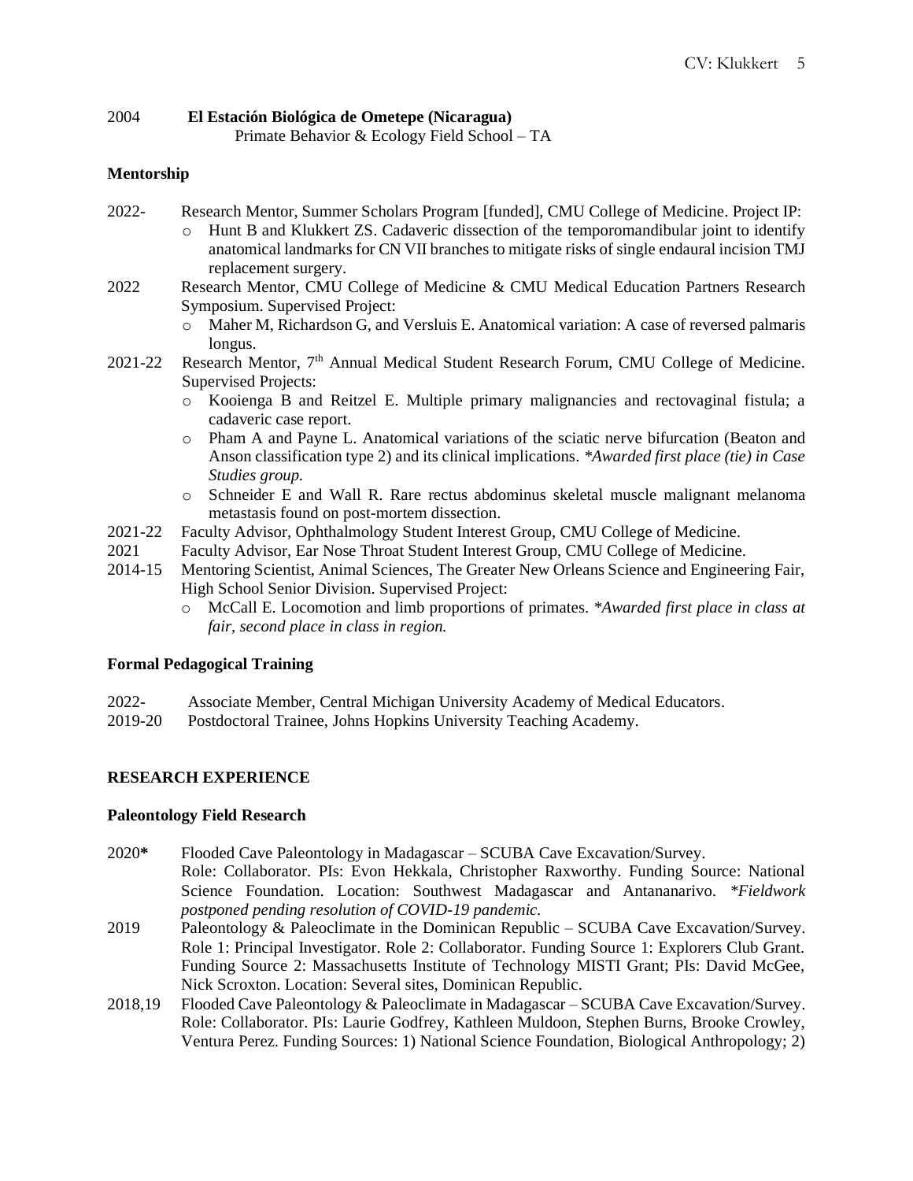2004 **El Estación Biológica de Ometepe (Nicaragua)**
Primate Behavior & Ecology Field School – TA

**Mentorship**

2022- Research Mentor, Summer Scholars Program [funded], CMU College of Medicine. Project IP:

- Hunt B and Klukkert ZS. Cadaveric dissection of the temporomandibular joint to identify anatomical landmarks for CN VII branches to mitigate risks of single endaural incision TMJ replacement surgery.

2022 Research Mentor, CMU College of Medicine & CMU Medical Education Partners Research Symposium. Supervised Project:

- Maher M, Richardson G, and Versluis E. Anatomical variation: A case of reversed palmaris longus.

2021-22 Research Mentor, 7th Annual Medical Student Research Forum, CMU College of Medicine. Supervised Projects:

- Kooienga B and Reitzel E. Multiple primary malignancies and rectovaginal fistula; a cadaveric case report.
- Pham A and Payne L. Anatomical variations of the sciatic nerve bifurcation (Beaton and Anson classification type 2) and its clinical implications. *\*Awarded first place (tie) in Case Studies group.*
- Schneider E and Wall R. Rare rectus abdominus skeletal muscle malignant melanoma metastasis found on post-mortem dissection.

2021-22 Faculty Advisor, Ophthalmology Student Interest Group, CMU College of Medicine.

2021 Faculty Advisor, Ear Nose Throat Student Interest Group, CMU College of Medicine.

2014-15 Mentoring Scientist, Animal Sciences, The Greater New Orleans Science and Engineering Fair, High School Senior Division. Supervised Project:

- McCall E. Locomotion and limb proportions of primates. *\*Awarded first place in class at fair, second place in class in region.*

**Formal Pedagogical Training**

2022- Associate Member, Central Michigan University Academy of Medical Educators.

2019-20 Postdoctoral Trainee, Johns Hopkins University Teaching Academy.

## RESEARCH EXPERIENCE

**Paleontology Field Research**

2020**\*** Flooded Cave Paleontology in Madagascar – SCUBA Cave Excavation/Survey.
Role: Collaborator. PIs: Evon Hekkala, Christopher Raxworthy. Funding Source: National Science Foundation. Location: Southwest Madagascar and Antananarivo. *\*Fieldwork postponed pending resolution of COVID-19 pandemic.*

2019 Paleontology & Paleoclimate in the Dominican Republic – SCUBA Cave Excavation/Survey.
Role 1: Principal Investigator. Role 2: Collaborator. Funding Source 1: Explorers Club Grant. Funding Source 2: Massachusetts Institute of Technology MISTI Grant; PIs: David McGee, Nick Scroxton. Location: Several sites, Dominican Republic.

2018,19 Flooded Cave Paleontology & Paleoclimate in Madagascar – SCUBA Cave Excavation/Survey.
Role: Collaborator. PIs: Laurie Godfrey, Kathleen Muldoon, Stephen Burns, Brooke Crowley, Ventura Perez. Funding Sources: 1) National Science Foundation, Biological Anthropology; 2)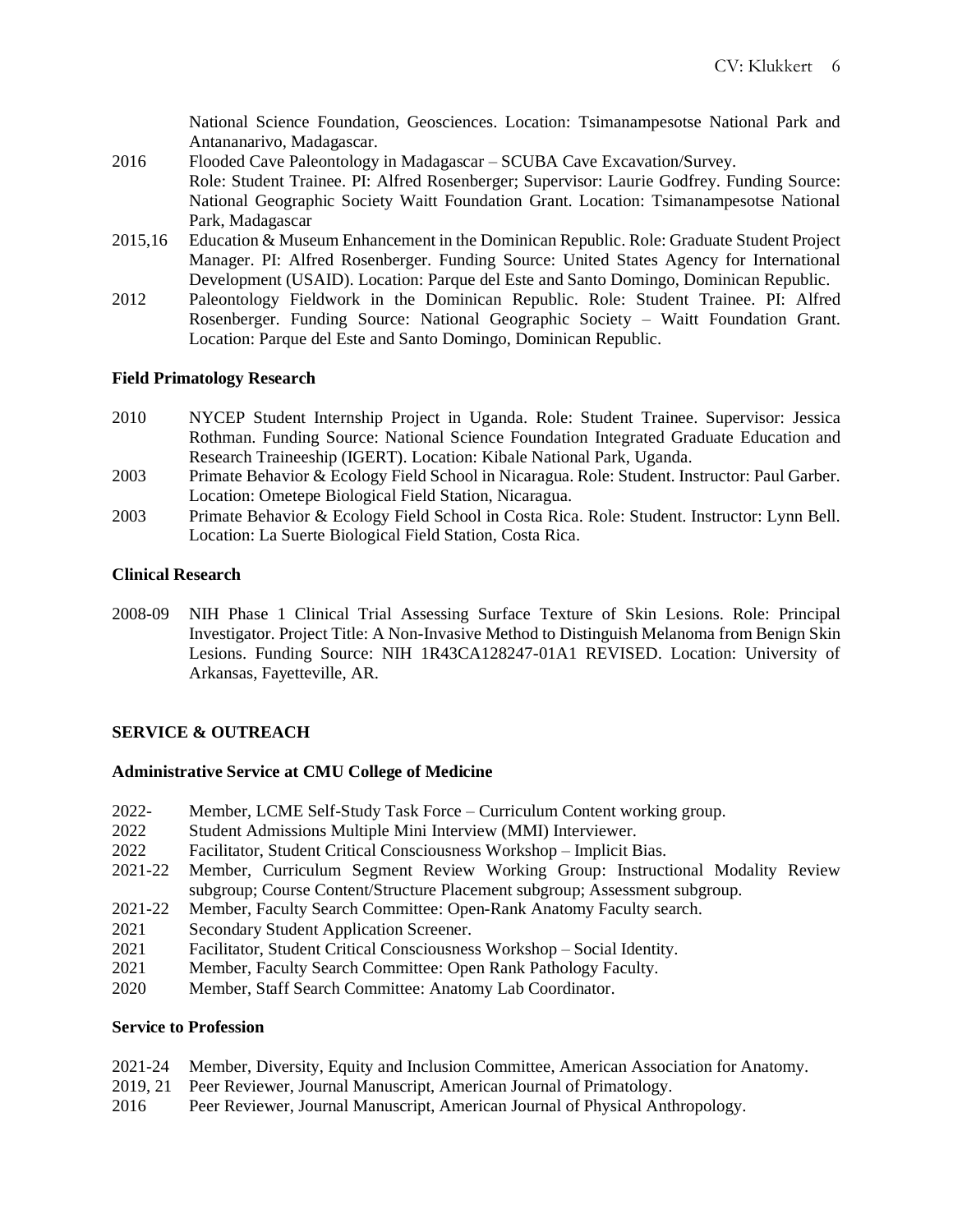National Science Foundation, Geosciences. Location: Tsimanampesotse National Park and Antananarivo, Madagascar.

2016 Flooded Cave Paleontology in Madagascar – SCUBA Cave Excavation/Survey. Role: Student Trainee. PI: Alfred Rosenberger; Supervisor: Laurie Godfrey. Funding Source: National Geographic Society Waitt Foundation Grant. Location: Tsimanampesotse National Park, Madagascar

2015,16 Education & Museum Enhancement in the Dominican Republic. Role: Graduate Student Project Manager. PI: Alfred Rosenberger. Funding Source: United States Agency for International Development (USAID). Location: Parque del Este and Santo Domingo, Dominican Republic.

2012 Paleontology Fieldwork in the Dominican Republic. Role: Student Trainee. PI: Alfred Rosenberger. Funding Source: National Geographic Society – Waitt Foundation Grant. Location: Parque del Este and Santo Domingo, Dominican Republic.

### Field Primatology Research

2010 NYCEP Student Internship Project in Uganda. Role: Student Trainee. Supervisor: Jessica Rothman. Funding Source: National Science Foundation Integrated Graduate Education and Research Traineeship (IGERT). Location: Kibale National Park, Uganda.

2003 Primate Behavior & Ecology Field School in Nicaragua. Role: Student. Instructor: Paul Garber. Location: Ometepe Biological Field Station, Nicaragua.

2003 Primate Behavior & Ecology Field School in Costa Rica. Role: Student. Instructor: Lynn Bell. Location: La Suerte Biological Field Station, Costa Rica.

### Clinical Research

2008-09 NIH Phase 1 Clinical Trial Assessing Surface Texture of Skin Lesions. Role: Principal Investigator. Project Title: A Non-Invasive Method to Distinguish Melanoma from Benign Skin Lesions. Funding Source: NIH 1R43CA128247-01A1 REVISED. Location: University of Arkansas, Fayetteville, AR.

## SERVICE & OUTREACH

### Administrative Service at CMU College of Medicine

2022- Member, LCME Self-Study Task Force – Curriculum Content working group.

2022 Student Admissions Multiple Mini Interview (MMI) Interviewer.

2022 Facilitator, Student Critical Consciousness Workshop – Implicit Bias.

2021-22 Member, Curriculum Segment Review Working Group: Instructional Modality Review subgroup; Course Content/Structure Placement subgroup; Assessment subgroup.

2021-22 Member, Faculty Search Committee: Open-Rank Anatomy Faculty search.

2021 Secondary Student Application Screener.

2021 Facilitator, Student Critical Consciousness Workshop – Social Identity.

2021 Member, Faculty Search Committee: Open Rank Pathology Faculty.

2020 Member, Staff Search Committee: Anatomy Lab Coordinator.

### Service to Profession

2021-24 Member, Diversity, Equity and Inclusion Committee, American Association for Anatomy.

2019, 21 Peer Reviewer, Journal Manuscript, American Journal of Primatology.

2016 Peer Reviewer, Journal Manuscript, American Journal of Physical Anthropology.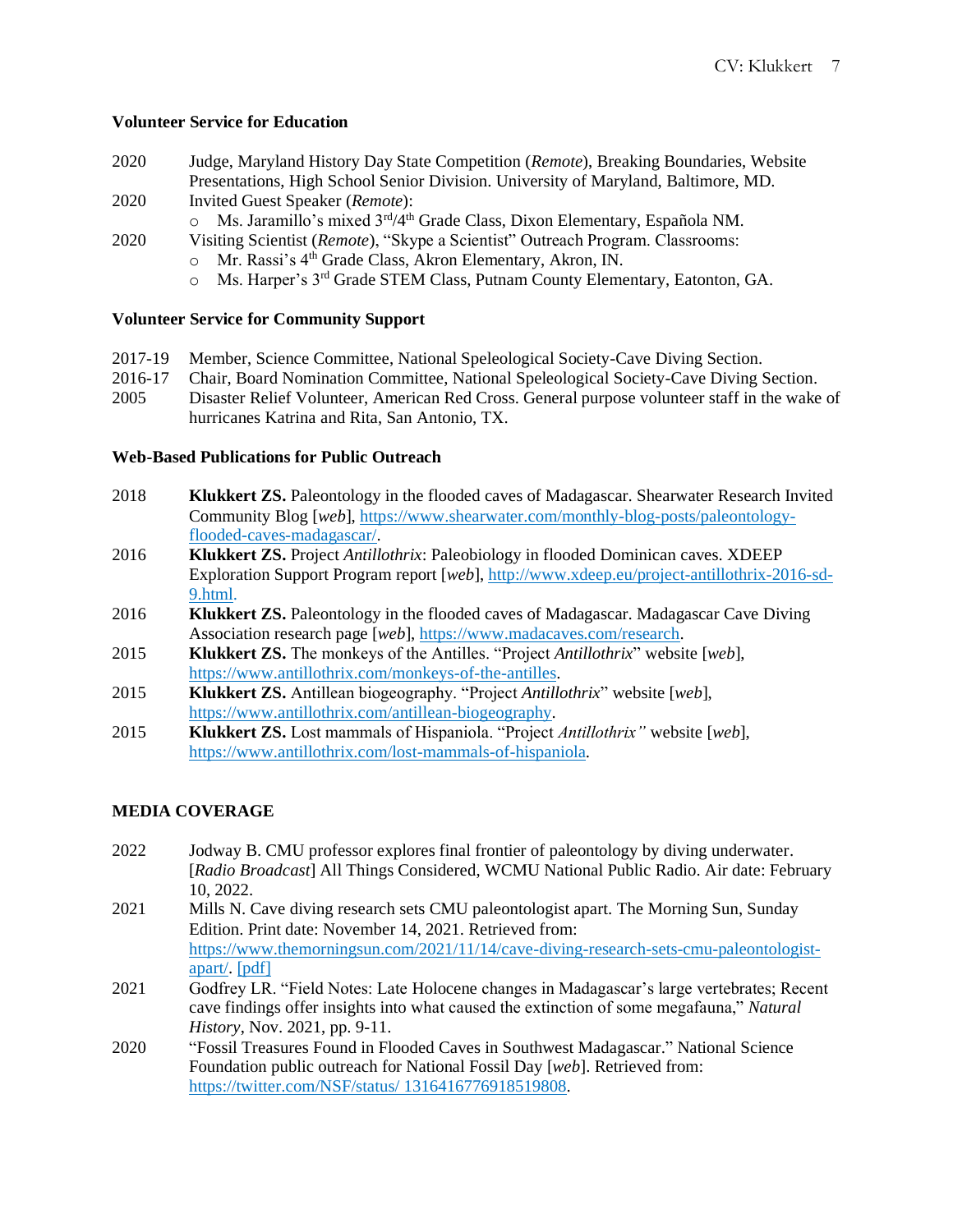### Volunteer Service for Education

2020 Judge, Maryland History Day State Competition (*Remote*), Breaking Boundaries, Website Presentations, High School Senior Division. University of Maryland, Baltimore, MD.

2020 Invited Guest Speaker (*Remote*):
- Ms. Jaramillo's mixed 3rd/4th Grade Class, Dixon Elementary, Española NM.

2020 Visiting Scientist (*Remote*), "Skype a Scientist" Outreach Program. Classrooms:
- Mr. Rassi's 4th Grade Class, Akron Elementary, Akron, IN.
- Ms. Harper's 3rd Grade STEM Class, Putnam County Elementary, Eatonton, GA.

### Volunteer Service for Community Support

2017-19 Member, Science Committee, National Speleological Society-Cave Diving Section.

2016-17 Chair, Board Nomination Committee, National Speleological Society-Cave Diving Section.

2005 Disaster Relief Volunteer, American Red Cross. General purpose volunteer staff in the wake of hurricanes Katrina and Rita, San Antonio, TX.

### Web-Based Publications for Public Outreach

2018 **Klukkert ZS.** Paleontology in the flooded caves of Madagascar. Shearwater Research Invited Community Blog [*web*], https://www.shearwater.com/monthly-blog-posts/paleontology-flooded-caves-madagascar/.

2016 **Klukkert ZS.** Project *Antillothrix*: Paleobiology in flooded Dominican caves. XDEEP Exploration Support Program report [*web*], http://www.xdeep.eu/project-antillothrix-2016-sd-9.html.

2016 **Klukkert ZS.** Paleontology in the flooded caves of Madagascar. Madagascar Cave Diving Association research page [*web*], https://www.madacaves.com/research.

2015 **Klukkert ZS.** The monkeys of the Antilles. "Project *Antillothrix*" website [*web*], https://www.antillothrix.com/monkeys-of-the-antilles.

2015 **Klukkert ZS.** Antillean biogeography. "Project *Antillothrix*" website [*web*], https://www.antillothrix.com/antillean-biogeography.

2015 **Klukkert ZS.** Lost mammals of Hispaniola. "Project *Antillothrix"* website [*web*], https://www.antillothrix.com/lost-mammals-of-hispaniola.

## MEDIA COVERAGE

2022 Jodway B. CMU professor explores final frontier of paleontology by diving underwater. [*Radio Broadcast*] All Things Considered, WCMU National Public Radio. Air date: February 10, 2022.

2021 Mills N. Cave diving research sets CMU paleontologist apart. The Morning Sun, Sunday Edition. Print date: November 14, 2021. Retrieved from: https://www.themorningsun.com/2021/11/14/cave-diving-research-sets-cmu-paleontologist-apart/. [pdf]

2021 Godfrey LR. "Field Notes: Late Holocene changes in Madagascar's large vertebrates; Recent cave findings offer insights into what caused the extinction of some megafauna," *Natural History*, Nov. 2021, pp. 9-11.

2020 "Fossil Treasures Found in Flooded Caves in Southwest Madagascar." National Science Foundation public outreach for National Fossil Day [*web*]. Retrieved from: https://twitter.com/NSF/status/ 1316416776918519808.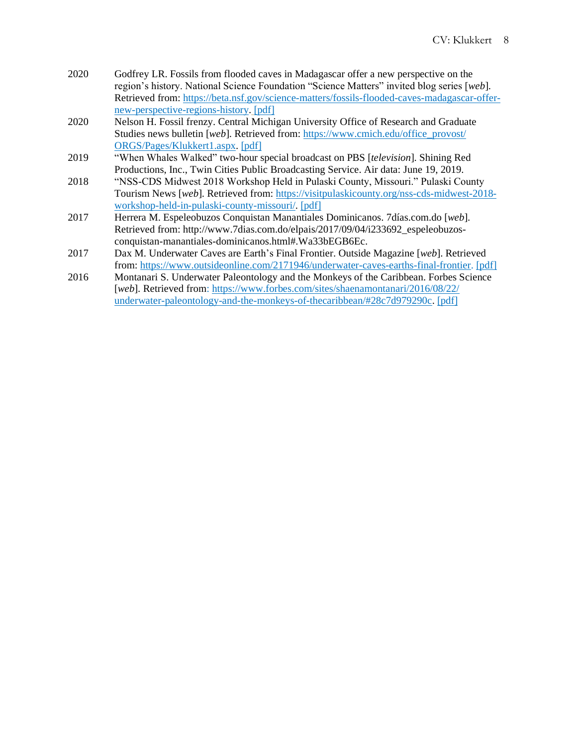2020 Godfrey LR. Fossils from flooded caves in Madagascar offer a new perspective on the region's history. National Science Foundation "Science Matters" invited blog series [*web*]. Retrieved from: https://beta.nsf.gov/science-matters/fossils-flooded-caves-madagascar-offer-new-perspective-regions-history. [pdf]

2020 Nelson H. Fossil frenzy. Central Michigan University Office of Research and Graduate Studies news bulletin [*web*]. Retrieved from: https://www.cmich.edu/office_provost/ORGS/Pages/Klukkert1.aspx. [pdf]

2019 "When Whales Walked" two-hour special broadcast on PBS [*television*]. Shining Red Productions, Inc., Twin Cities Public Broadcasting Service. Air data: June 19, 2019.

2018 "NSS-CDS Midwest 2018 Workshop Held in Pulaski County, Missouri." Pulaski County Tourism News [*web*]. Retrieved from: https://visitpulaskicounty.org/nss-cds-midwest-2018-workshop-held-in-pulaski-county-missouri/. [pdf]

2017 Herrera M. Espeleobuzos Conquistan Manantiales Dominicanos. 7días.com.do [*web*]. Retrieved from: http://www.7dias.com.do/elpais/2017/09/04/i233692_espeleobuzos-conquistan-manantiales-dominicanos.html#.Wa33bEGB6Ec.

2017 Dax M. Underwater Caves are Earth's Final Frontier. Outside Magazine [*web*]. Retrieved from: https://www.outsideonline.com/2171946/underwater-caves-earths-final-frontier. [pdf]

2016 Montanari S. Underwater Paleontology and the Monkeys of the Caribbean. Forbes Science [*web*]. Retrieved from: https://www.forbes.com/sites/shaenamontanari/2016/08/22/underwater-paleontology-and-the-monkeys-of-thecaribbean/#28c7d979290c. [pdf]